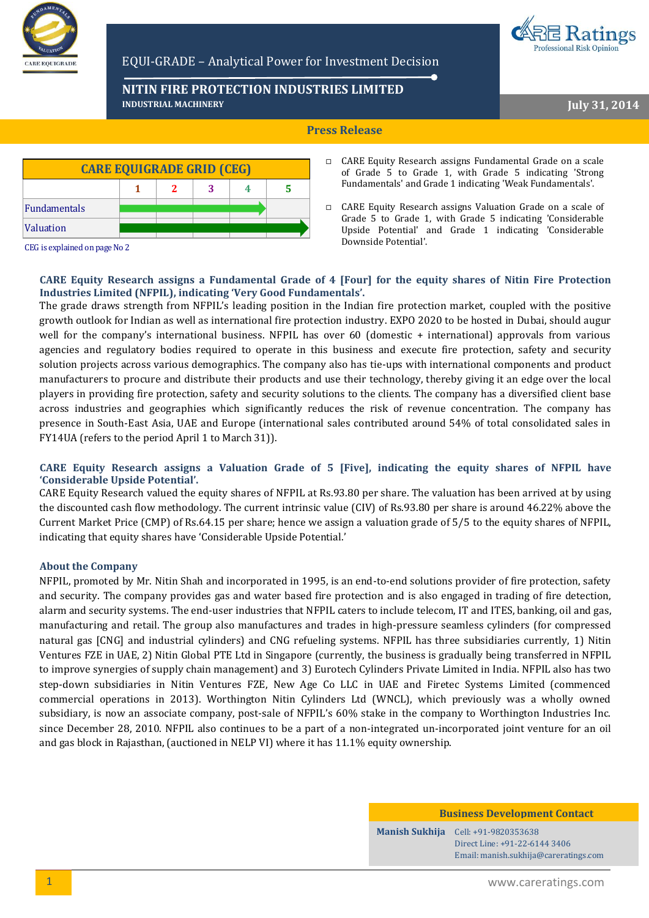EQUI-GRADE – Analytical Power for Investment Decision

# NITIN FIRE PROTECTION INDUSTRIES LIMITED

**INDUSTRIAL MACHINERY**

**July 31, 2014**

## Press Release

| CARE EQUIGRADE GRID (CEG) | | | | | |
|---|---|---|---|---|---|
| | 1 | 2 | 3 | 4 | 5 |
| Fundamentals | → | → | → | → | |
| Valuation | → | → | → | → | → |

CEG is explained on page No 2

- CARE Equity Research assigns Fundamental Grade on a scale of Grade 5 to Grade 1, with Grade 5 indicating 'Strong Fundamentals' and Grade 1 indicating 'Weak Fundamentals'.
- CARE Equity Research assigns Valuation Grade on a scale of Grade 5 to Grade 1, with Grade 5 indicating 'Considerable Upside Potential' and Grade 1 indicating 'Considerable Downside Potential'.

**CARE Equity Research assigns a Fundamental Grade of 4 [Four] for the equity shares of Nitin Fire Protection Industries Limited (NFPIL), indicating 'Very Good Fundamentals'.**

The grade draws strength from NFPIL's leading position in the Indian fire protection market, coupled with the positive growth outlook for Indian as well as international fire protection industry. EXPO 2020 to be hosted in Dubai, should augur well for the company's international business. NFPIL has over 60 (domestic + international) approvals from various agencies and regulatory bodies required to operate in this business and execute fire protection, safety and security solution projects across various demographics. The company also has tie-ups with international components and product manufacturers to procure and distribute their products and use their technology, thereby giving it an edge over the local players in providing fire protection, safety and security solutions to the clients. The company has a diversified client base across industries and geographies which significantly reduces the risk of revenue concentration. The company has presence in South-East Asia, UAE and Europe (international sales contributed around 54% of total consolidated sales in FY14UA (refers to the period April 1 to March 31)).

**CARE Equity Research assigns a Valuation Grade of 5 [Five], indicating the equity shares of NFPIL have 'Considerable Upside Potential'.**

CARE Equity Research valued the equity shares of NFPIL at Rs.93.80 per share. The valuation has been arrived at by using the discounted cash flow methodology. The current intrinsic value (CIV) of Rs.93.80 per share is around 46.22% above the Current Market Price (CMP) of Rs.64.15 per share; hence we assign a valuation grade of 5/5 to the equity shares of NFPIL, indicating that equity shares have 'Considerable Upside Potential.'

### About the Company

NFPIL, promoted by Mr. Nitin Shah and incorporated in 1995, is an end-to-end solutions provider of fire protection, safety and security. The company provides gas and water based fire protection and is also engaged in trading of fire detection, alarm and security systems. The end-user industries that NFPIL caters to include telecom, IT and ITES, banking, oil and gas, manufacturing and retail. The group also manufactures and trades in high-pressure seamless cylinders (for compressed natural gas [CNG] and industrial cylinders) and CNG refueling systems. NFPIL has three subsidiaries currently, 1) Nitin Ventures FZE in UAE, 2) Nitin Global PTE Ltd in Singapore (currently, the business is gradually being transferred in NFPIL to improve synergies of supply chain management) and 3) Eurotech Cylinders Private Limited in India. NFPIL also has two step-down subsidiaries in Nitin Ventures FZE, New Age Co LLC in UAE and Firetec Systems Limited (commenced commercial operations in 2013). Worthington Nitin Cylinders Ltd (WNCL), which previously was a wholly owned subsidiary, is now an associate company, post-sale of NFPIL's 60% stake in the company to Worthington Industries Inc. since December 28, 2010. NFPIL also continues to be a part of a non-integrated un-incorporated joint venture for an oil and gas block in Rajasthan, (auctioned in NELP VI) where it has 11.1% equity ownership.

| Business Development Contact | |
|---|---|
| **Manish Sukhija** | Cell: +91-9820353638<br>Direct Line: +91-22-6144 3406<br>Email: manish.sukhija@careratings.com |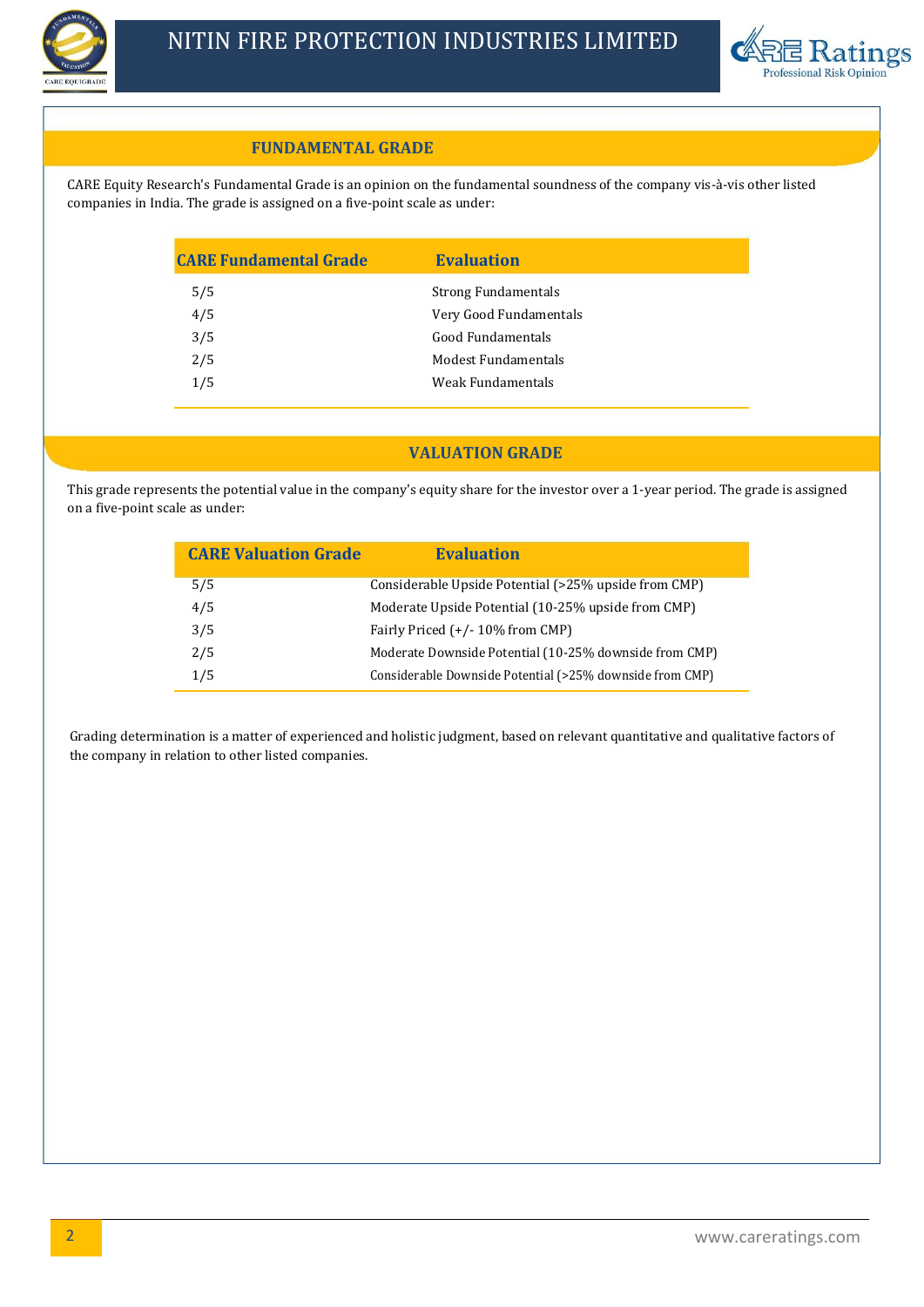## FUNDAMENTAL GRADE

CARE Equity Research's Fundamental Grade is an opinion on the fundamental soundness of the company vis-à-vis other listed companies in India. The grade is assigned on a five-point scale as under:

| CARE Fundamental Grade | Evaluation |
|---|---|
| 5/5 | Strong Fundamentals |
| 4/5 | Very Good Fundamentals |
| 3/5 | Good Fundamentals |
| 2/5 | Modest Fundamentals |
| 1/5 | Weak Fundamentals |

## VALUATION GRADE

This grade represents the potential value in the company's equity share for the investor over a 1-year period. The grade is assigned on a five-point scale as under:

| CARE Valuation Grade | Evaluation |
|---|---|
| 5/5 | Considerable Upside Potential (>25% upside from CMP) |
| 4/5 | Moderate Upside Potential (10-25% upside from CMP) |
| 3/5 | Fairly Priced (+/- 10% from CMP) |
| 2/5 | Moderate Downside Potential (10-25% downside from CMP) |
| 1/5 | Considerable Downside Potential (>25% downside from CMP) |

Grading determination is a matter of experienced and holistic judgment, based on relevant quantitative and qualitative factors of the company in relation to other listed companies.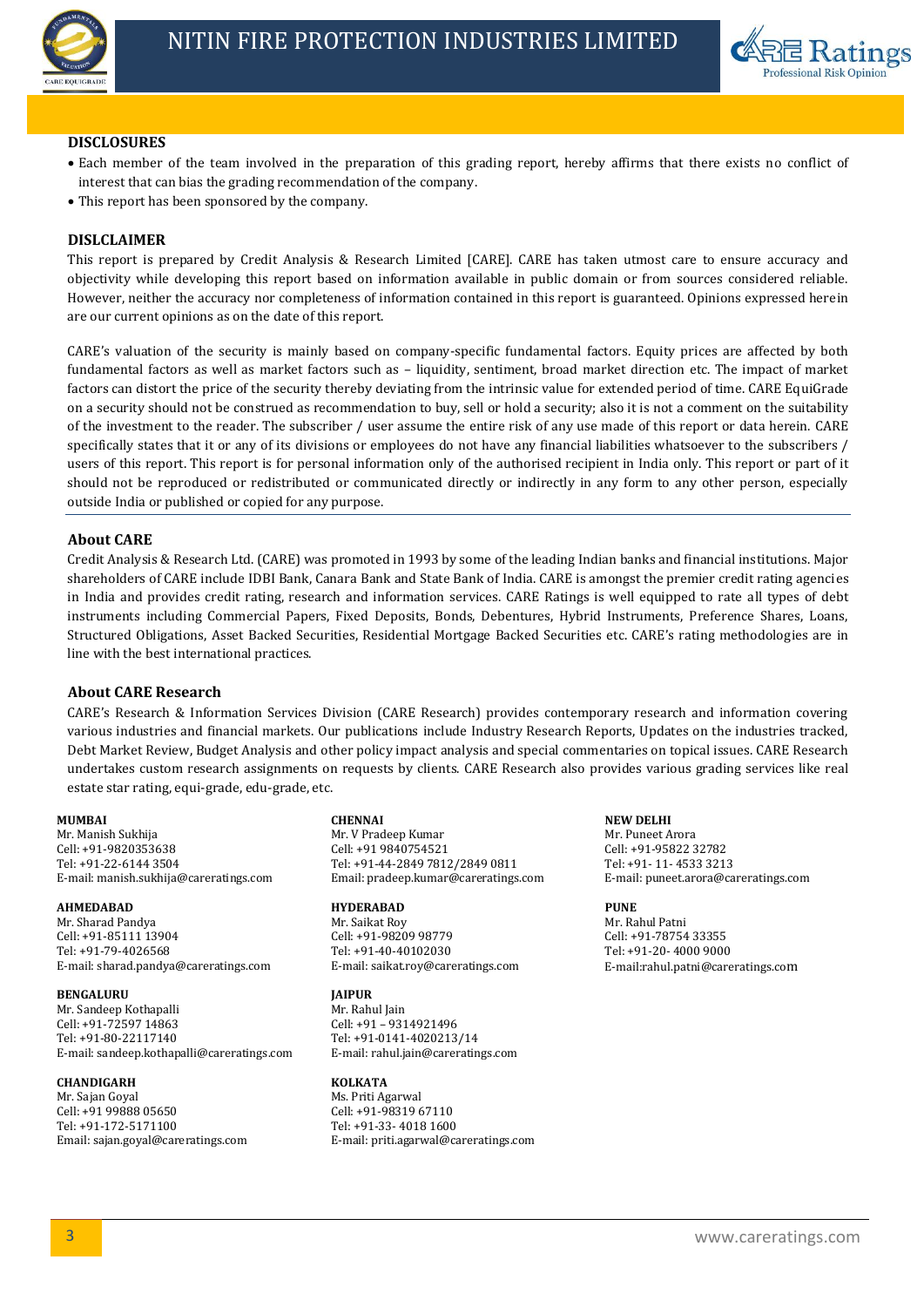### DISCLOSURES

- Each member of the team involved in the preparation of this grading report, hereby affirms that there exists no conflict of interest that can bias the grading recommendation of the company.
- This report has been sponsored by the company.

### DISLCLAIMER

This report is prepared by Credit Analysis & Research Limited [CARE]. CARE has taken utmost care to ensure accuracy and objectivity while developing this report based on information available in public domain or from sources considered reliable. However, neither the accuracy nor completeness of information contained in this report is guaranteed. Opinions expressed herein are our current opinions as on the date of this report.

CARE's valuation of the security is mainly based on company-specific fundamental factors. Equity prices are affected by both fundamental factors as well as market factors such as – liquidity, sentiment, broad market direction etc. The impact of market factors can distort the price of the security thereby deviating from the intrinsic value for extended period of time. CARE EquiGrade on a security should not be construed as recommendation to buy, sell or hold a security; also it is not a comment on the suitability of the investment to the reader. The subscriber / user assume the entire risk of any use made of this report or data herein. CARE specifically states that it or any of its divisions or employees do not have any financial liabilities whatsoever to the subscribers / users of this report. This report is for personal information only of the authorised recipient in India only. This report or part of it should not be reproduced or redistributed or communicated directly or indirectly in any form to any other person, especially outside India or published or copied for any purpose.

### About CARE

Credit Analysis & Research Ltd. (CARE) was promoted in 1993 by some of the leading Indian banks and financial institutions. Major shareholders of CARE include IDBI Bank, Canara Bank and State Bank of India. CARE is amongst the premier credit rating agencies in India and provides credit rating, research and information services. CARE Ratings is well equipped to rate all types of debt instruments including Commercial Papers, Fixed Deposits, Bonds, Debentures, Hybrid Instruments, Preference Shares, Loans, Structured Obligations, Asset Backed Securities, Residential Mortgage Backed Securities etc. CARE's rating methodologies are in line with the best international practices.

### About CARE Research

CARE's Research & Information Services Division (CARE Research) provides contemporary research and information covering various industries and financial markets. Our publications include Industry Research Reports, Updates on the industries tracked, Debt Market Review, Budget Analysis and other policy impact analysis and special commentaries on topical issues. CARE Research undertakes custom research assignments on requests by clients. CARE Research also provides various grading services like real estate star rating, equi-grade, edu-grade, etc.

**MUMBAI**
Mr. Manish Sukhija
Cell: +91-9820353638
Tel: +91-22-6144 3504
E-mail: manish.sukhija@careratings.com

**AHMEDABAD**
Mr. Sharad Pandya
Cell: +91-85111 13904
Tel: +91-79-4026568
E-mail: sharad.pandya@careratings.com

**BENGALURU**
Mr. Sandeep Kothapalli
Cell: +91-72597 14863
Tel: +91-80-22117140
E-mail: sandeep.kothapalli@careratings.com

**CHANDIGARH**
Mr. Sajan Goyal
Cell: +91 99888 05650
Tel: +91-172-5171100
Email: sajan.goyal@careratings.com

**CHENNAI**
Mr. V Pradeep Kumar
Cell: +91 9840754521
Tel: +91-44-2849 7812/2849 0811
Email: pradeep.kumar@careratings.com

**HYDERABAD**
Mr. Saikat Roy
Cell: +91-98209 98779
Tel: +91-40-40102030
E-mail: saikat.roy@careratings.com

**JAIPUR**
Mr. Rahul Jain
Cell: +91 – 9314921496
Tel: +91-0141-4020213/14
E-mail: rahul.jain@careratings.com

**KOLKATA**
Ms. Priti Agarwal
Cell: +91-98319 67110
Tel: +91-33- 4018 1600
E-mail: priti.agarwal@careratings.com

**NEW DELHI**
Mr. Puneet Arora
Cell: +91-95822 32782
Tel: +91- 11- 4533 3213
E-mail: puneet.arora@careratings.com

**PUNE**
Mr. Rahul Patni
Cell: +91-78754 33355
Tel: +91-20- 4000 9000
E-mail:rahul.patni@careratings.com